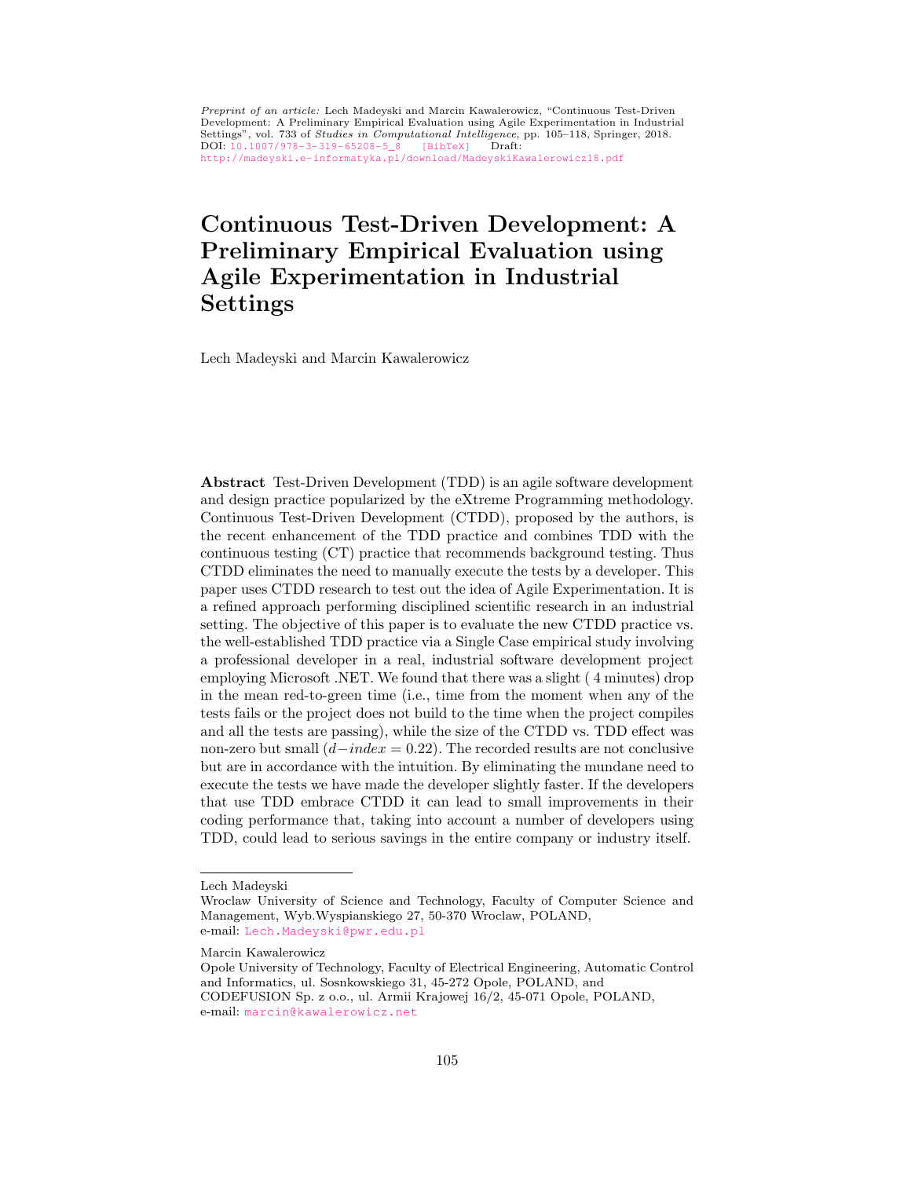*Preprint of an article:* Lech Madeyski and Marcin Kawalerowicz, "Continuous Test-Driven Development: A Preliminary Empirical Evaluation using Agile Experimentation in Industrial Settings", vol. 733 of *Studies in Computational Intelligence*, pp. 105–118, Springer, 2018. DOI: 10.1007/978-3-319-65208-5_8 [BibTeX] Draft: http://madeyski.e-informatyka.pl/download/MadeyskiKawalerowicz18.pdf

# Continuous Test-Driven Development: A Preliminary Empirical Evaluation using Agile Experimentation in Industrial Settings

Lech Madeyski and Marcin Kawalerowicz

**Abstract** Test-Driven Development (TDD) is an agile software development and design practice popularized by the eXtreme Programming methodology. Continuous Test-Driven Development (CTDD), proposed by the authors, is the recent enhancement of the TDD practice and combines TDD with the continuous testing (CT) practice that recommends background testing. Thus CTDD eliminates the need to manually execute the tests by a developer. This paper uses CTDD research to test out the idea of Agile Experimentation. It is a refined approach performing disciplined scientific research in an industrial setting. The objective of this paper is to evaluate the new CTDD practice vs. the well-established TDD practice via a Single Case empirical study involving a professional developer in a real, industrial software development project employing Microsoft .NET. We found that there was a slight ( 4 minutes) drop in the mean red-to-green time (i.e., time from the moment when any of the tests fails or the project does not build to the time when the project compiles and all the tests are passing), while the size of the CTDD vs. TDD effect was non-zero but small ($d{-}index = 0.22$). The recorded results are not conclusive but are in accordance with the intuition. By eliminating the mundane need to execute the tests we have made the developer slightly faster. If the developers that use TDD embrace CTDD it can lead to small improvements in their coding performance that, taking into account a number of developers using TDD, could lead to serious savings in the entire company or industry itself.

---

Lech Madeyski
Wroclaw University of Science and Technology, Faculty of Computer Science and Management, Wyb.Wyspianskiego 27, 50-370 Wroclaw, POLAND,
e-mail: Lech.Madeyski@pwr.edu.pl

Marcin Kawalerowicz
Opole University of Technology, Faculty of Electrical Engineering, Automatic Control and Informatics, ul. Sosnkowskiego 31, 45-272 Opole, POLAND, and
CODEFUSION Sp. z o.o., ul. Armii Krajowej 16/2, 45-071 Opole, POLAND,
e-mail: marcin@kawalerowicz.net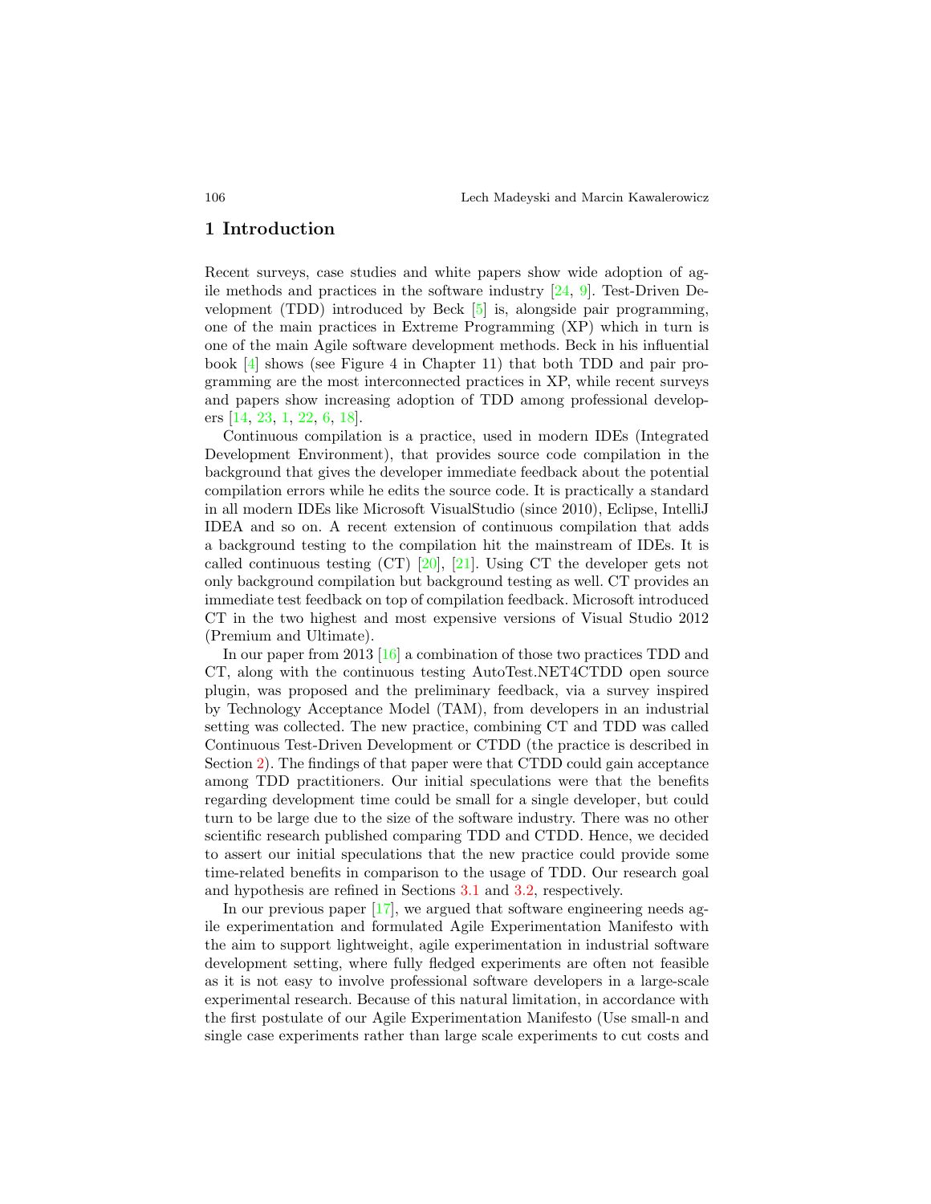## 1 Introduction

Recent surveys, case studies and white papers show wide adoption of agile methods and practices in the software industry [24, 9]. Test-Driven Development (TDD) introduced by Beck [5] is, alongside pair programming, one of the main practices in Extreme Programming (XP) which in turn is one of the main Agile software development methods. Beck in his influential book [4] shows (see Figure 4 in Chapter 11) that both TDD and pair programming are the most interconnected practices in XP, while recent surveys and papers show increasing adoption of TDD among professional developers [14, 23, 1, 22, 6, 18].

Continuous compilation is a practice, used in modern IDEs (Integrated Development Environment), that provides source code compilation in the background that gives the developer immediate feedback about the potential compilation errors while he edits the source code. It is practically a standard in all modern IDEs like Microsoft VisualStudio (since 2010), Eclipse, IntelliJ IDEA and so on. A recent extension of continuous compilation that adds a background testing to the compilation hit the mainstream of IDEs. It is called continuous testing (CT) [20], [21]. Using CT the developer gets not only background compilation but background testing as well. CT provides an immediate test feedback on top of compilation feedback. Microsoft introduced CT in the two highest and most expensive versions of Visual Studio 2012 (Premium and Ultimate).

In our paper from 2013 [16] a combination of those two practices TDD and CT, along with the continuous testing AutoTest.NET4CTDD open source plugin, was proposed and the preliminary feedback, via a survey inspired by Technology Acceptance Model (TAM), from developers in an industrial setting was collected. The new practice, combining CT and TDD was called Continuous Test-Driven Development or CTDD (the practice is described in Section 2). The findings of that paper were that CTDD could gain acceptance among TDD practitioners. Our initial speculations were that the benefits regarding development time could be small for a single developer, but could turn to be large due to the size of the software industry. There was no other scientific research published comparing TDD and CTDD. Hence, we decided to assert our initial speculations that the new practice could provide some time-related benefits in comparison to the usage of TDD. Our research goal and hypothesis are refined in Sections 3.1 and 3.2, respectively.

In our previous paper [17], we argued that software engineering needs agile experimentation and formulated Agile Experimentation Manifesto with the aim to support lightweight, agile experimentation in industrial software development setting, where fully fledged experiments are often not feasible as it is not easy to involve professional software developers in a large-scale experimental research. Because of this natural limitation, in accordance with the first postulate of our Agile Experimentation Manifesto (Use small-n and single case experiments rather than large scale experiments to cut costs and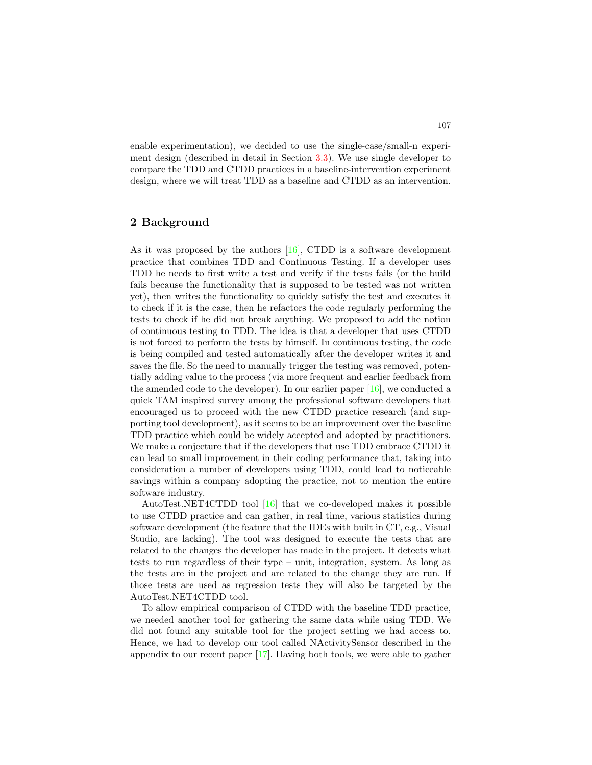enable experimentation), we decided to use the single-case/small-n experiment design (described in detail in Section 3.3). We use single developer to compare the TDD and CTDD practices in a baseline-intervention experiment design, where we will treat TDD as a baseline and CTDD as an intervention.

## 2 Background

As it was proposed by the authors [16], CTDD is a software development practice that combines TDD and Continuous Testing. If a developer uses TDD he needs to first write a test and verify if the tests fails (or the build fails because the functionality that is supposed to be tested was not written yet), then writes the functionality to quickly satisfy the test and executes it to check if it is the case, then he refactors the code regularly performing the tests to check if he did not break anything. We proposed to add the notion of continuous testing to TDD. The idea is that a developer that uses CTDD is not forced to perform the tests by himself. In continuous testing, the code is being compiled and tested automatically after the developer writes it and saves the file. So the need to manually trigger the testing was removed, potentially adding value to the process (via more frequent and earlier feedback from the amended code to the developer). In our earlier paper [16], we conducted a quick TAM inspired survey among the professional software developers that encouraged us to proceed with the new CTDD practice research (and supporting tool development), as it seems to be an improvement over the baseline TDD practice which could be widely accepted and adopted by practitioners. We make a conjecture that if the developers that use TDD embrace CTDD it can lead to small improvement in their coding performance that, taking into consideration a number of developers using TDD, could lead to noticeable savings within a company adopting the practice, not to mention the entire software industry.

AutoTest.NET4CTDD tool [16] that we co-developed makes it possible to use CTDD practice and can gather, in real time, various statistics during software development (the feature that the IDEs with built in CT, e.g., Visual Studio, are lacking). The tool was designed to execute the tests that are related to the changes the developer has made in the project. It detects what tests to run regardless of their type – unit, integration, system. As long as the tests are in the project and are related to the change they are run. If those tests are used as regression tests they will also be targeted by the AutoTest.NET4CTDD tool.

To allow empirical comparison of CTDD with the baseline TDD practice, we needed another tool for gathering the same data while using TDD. We did not found any suitable tool for the project setting we had access to. Hence, we had to develop our tool called NActivitySensor described in the appendix to our recent paper [17]. Having both tools, we were able to gather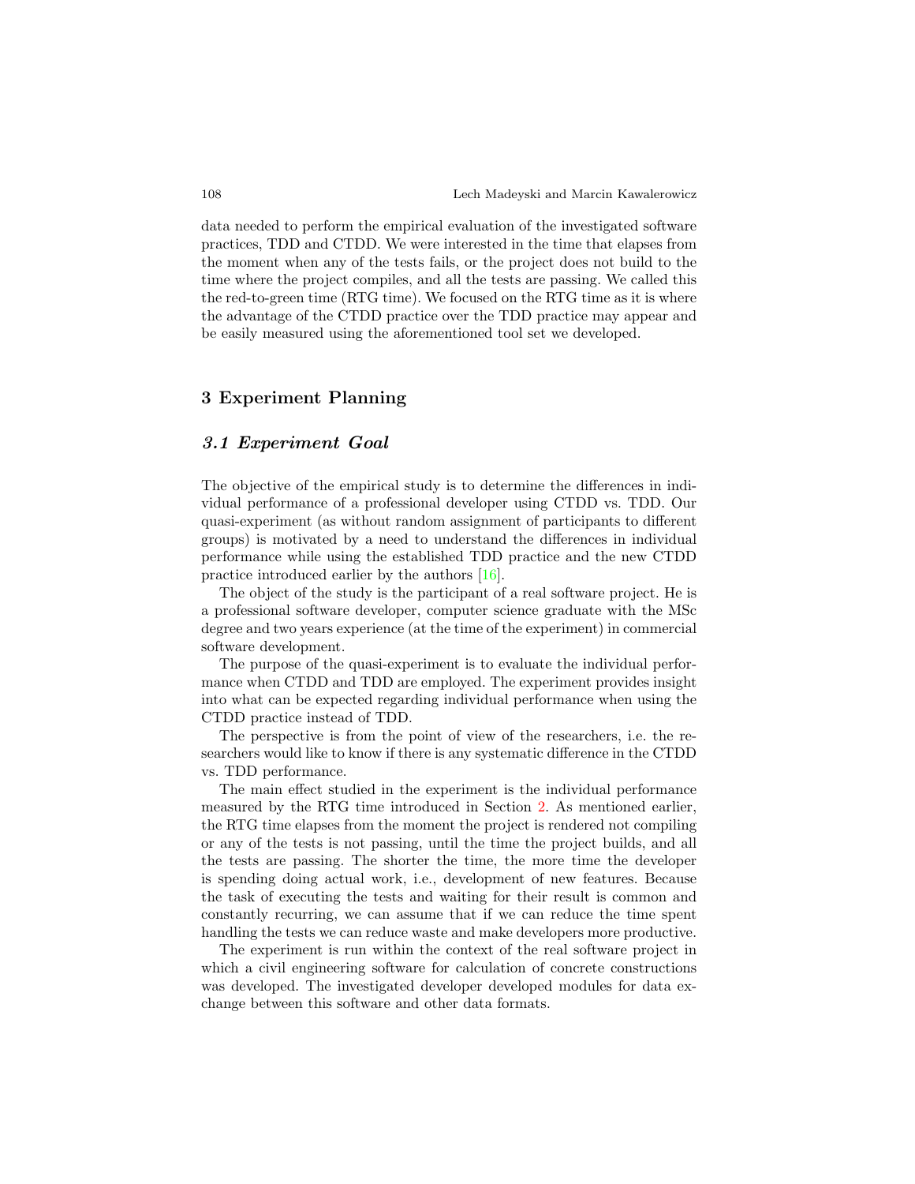data needed to perform the empirical evaluation of the investigated software practices, TDD and CTDD. We were interested in the time that elapses from the moment when any of the tests fails, or the project does not build to the time where the project compiles, and all the tests are passing. We called this the red-to-green time (RTG time). We focused on the RTG time as it is where the advantage of the CTDD practice over the TDD practice may appear and be easily measured using the aforementioned tool set we developed.

## 3 Experiment Planning

### *3.1 Experiment Goal*

The objective of the empirical study is to determine the differences in individual performance of a professional developer using CTDD vs. TDD. Our quasi-experiment (as without random assignment of participants to different groups) is motivated by a need to understand the differences in individual performance while using the established TDD practice and the new CTDD practice introduced earlier by the authors [16].

The object of the study is the participant of a real software project. He is a professional software developer, computer science graduate with the MSc degree and two years experience (at the time of the experiment) in commercial software development.

The purpose of the quasi-experiment is to evaluate the individual performance when CTDD and TDD are employed. The experiment provides insight into what can be expected regarding individual performance when using the CTDD practice instead of TDD.

The perspective is from the point of view of the researchers, i.e. the researchers would like to know if there is any systematic difference in the CTDD vs. TDD performance.

The main effect studied in the experiment is the individual performance measured by the RTG time introduced in Section 2. As mentioned earlier, the RTG time elapses from the moment the project is rendered not compiling or any of the tests is not passing, until the time the project builds, and all the tests are passing. The shorter the time, the more time the developer is spending doing actual work, i.e., development of new features. Because the task of executing the tests and waiting for their result is common and constantly recurring, we can assume that if we can reduce the time spent handling the tests we can reduce waste and make developers more productive.

The experiment is run within the context of the real software project in which a civil engineering software for calculation of concrete constructions was developed. The investigated developer developed modules for data exchange between this software and other data formats.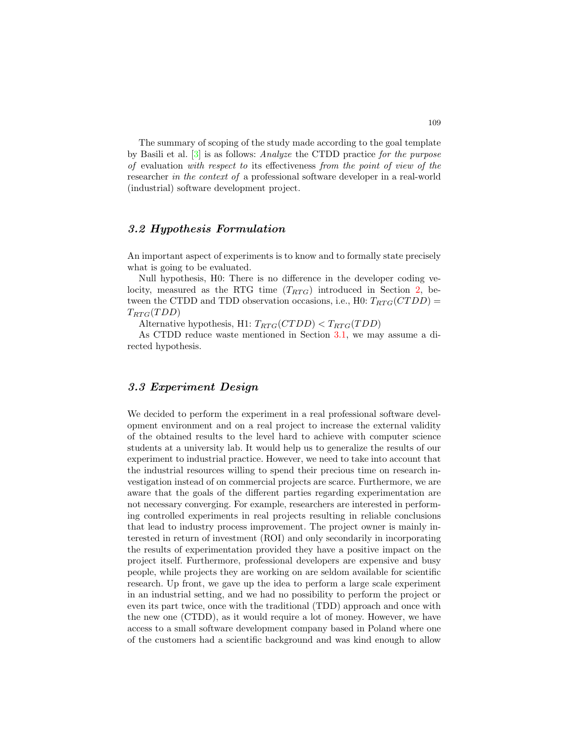The summary of scoping of the study made according to the goal template by Basili et al. [3] is as follows: *Analyze* the CTDD practice *for the purpose of* evaluation *with respect to* its effectiveness *from the point of view of the* researcher *in the context of* a professional software developer in a real-world (industrial) software development project.

### 3.2 Hypothesis Formulation

An important aspect of experiments is to know and to formally state precisely what is going to be evaluated.

Null hypothesis, H0: There is no difference in the developer coding velocity, measured as the RTG time ($T_{RTG}$) introduced in Section 2, between the CTDD and TDD observation occasions, i.e., H0: $T_{RTG}(CTDD) = T_{RTG}(TDD)$

Alternative hypothesis, H1: $T_{RTG}(CTDD) < T_{RTG}(TDD)$

As CTDD reduce waste mentioned in Section 3.1, we may assume a directed hypothesis.

### 3.3 Experiment Design

We decided to perform the experiment in a real professional software development environment and on a real project to increase the external validity of the obtained results to the level hard to achieve with computer science students at a university lab. It would help us to generalize the results of our experiment to industrial practice. However, we need to take into account that the industrial resources willing to spend their precious time on research investigation instead of on commercial projects are scarce. Furthermore, we are aware that the goals of the different parties regarding experimentation are not necessary converging. For example, researchers are interested in performing controlled experiments in real projects resulting in reliable conclusions that lead to industry process improvement. The project owner is mainly interested in return of investment (ROI) and only secondarily in incorporating the results of experimentation provided they have a positive impact on the project itself. Furthermore, professional developers are expensive and busy people, while projects they are working on are seldom available for scientific research. Up front, we gave up the idea to perform a large scale experiment in an industrial setting, and we had no possibility to perform the project or even its part twice, once with the traditional (TDD) approach and once with the new one (CTDD), as it would require a lot of money. However, we have access to a small software development company based in Poland where one of the customers had a scientific background and was kind enough to allow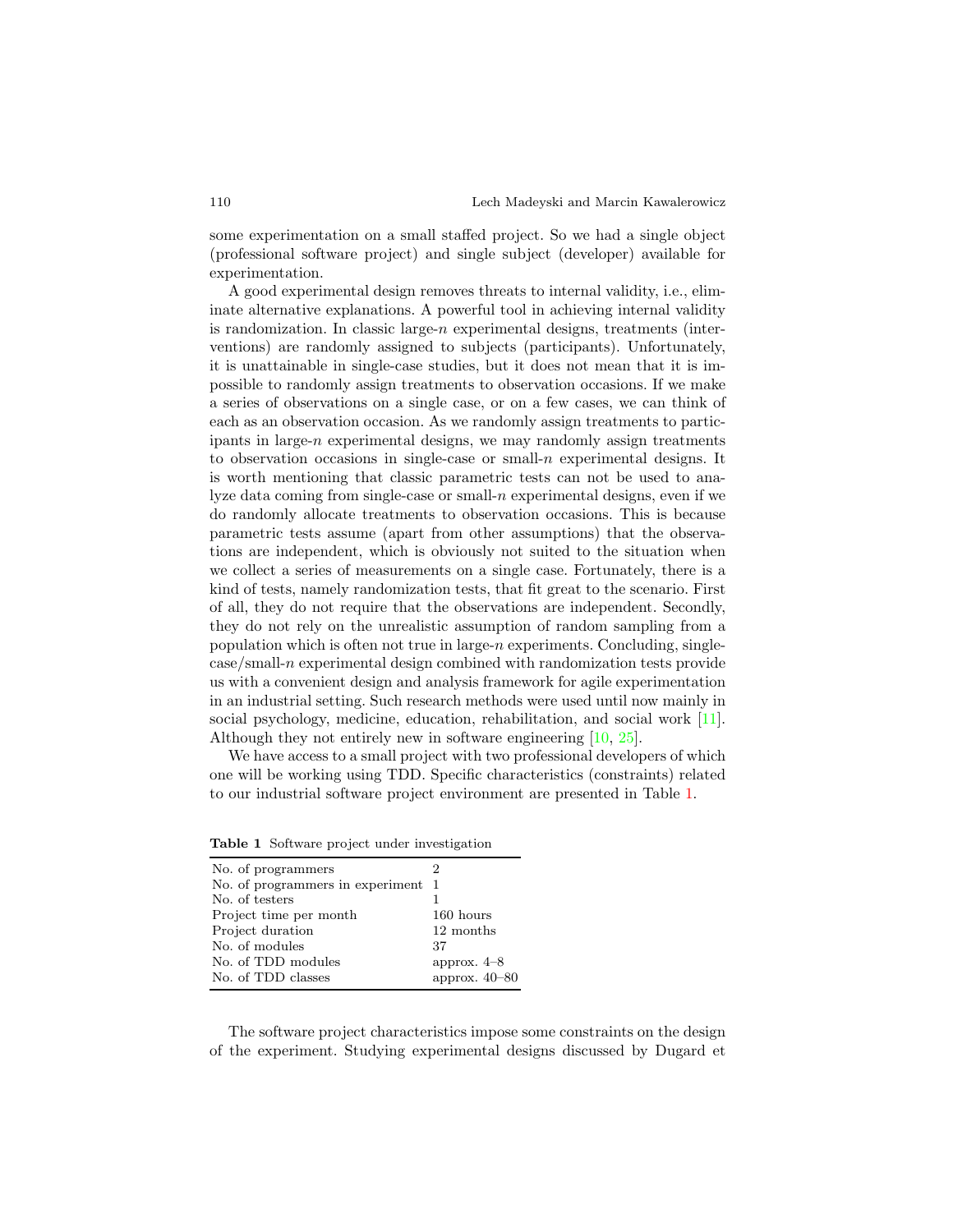some experimentation on a small staffed project. So we had a single object (professional software project) and single subject (developer) available for experimentation.

A good experimental design removes threats to internal validity, i.e., eliminate alternative explanations. A powerful tool in achieving internal validity is randomization. In classic large-$n$ experimental designs, treatments (interventions) are randomly assigned to subjects (participants). Unfortunately, it is unattainable in single-case studies, but it does not mean that it is impossible to randomly assign treatments to observation occasions. If we make a series of observations on a single case, or on a few cases, we can think of each as an observation occasion. As we randomly assign treatments to participants in large-$n$ experimental designs, we may randomly assign treatments to observation occasions in single-case or small-$n$ experimental designs. It is worth mentioning that classic parametric tests can not be used to analyze data coming from single-case or small-$n$ experimental designs, even if we do randomly allocate treatments to observation occasions. This is because parametric tests assume (apart from other assumptions) that the observations are independent, which is obviously not suited to the situation when we collect a series of measurements on a single case. Fortunately, there is a kind of tests, namely randomization tests, that fit great to the scenario. First of all, they do not require that the observations are independent. Secondly, they do not rely on the unrealistic assumption of random sampling from a population which is often not true in large-$n$ experiments. Concluding, single-case/small-$n$ experimental design combined with randomization tests provide us with a convenient design and analysis framework for agile experimentation in an industrial setting. Such research methods were used until now mainly in social psychology, medicine, education, rehabilitation, and social work [11]. Although they not entirely new in software engineering [10, 25].

We have access to a small project with two professional developers of which one will be working using TDD. Specific characteristics (constraints) related to our industrial software project environment are presented in Table 1.

**Table 1** Software project under investigation

| | |
|---|---|
| No. of programmers | 2 |
| No. of programmers in experiment | 1 |
| No. of testers | 1 |
| Project time per month | 160 hours |
| Project duration | 12 months |
| No. of modules | 37 |
| No. of TDD modules | approx. 4–8 |
| No. of TDD classes | approx. 40–80 |

The software project characteristics impose some constraints on the design of the experiment. Studying experimental designs discussed by Dugard et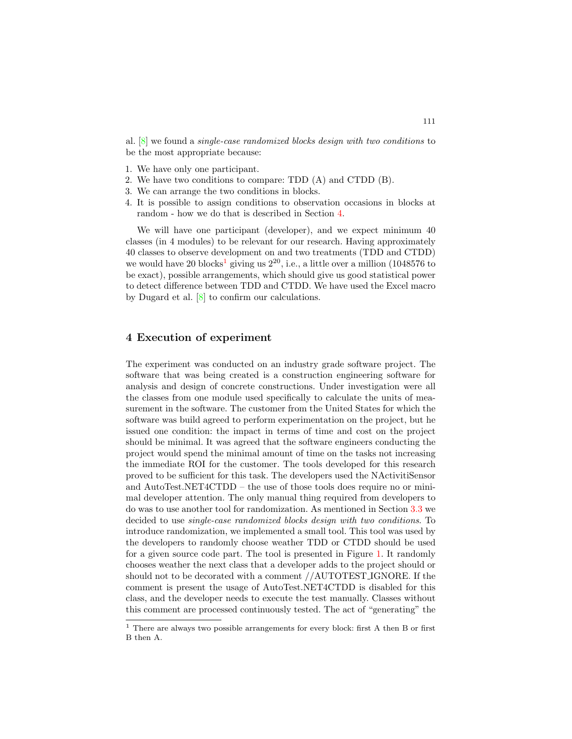al. [8] we found a *single-case randomized blocks design with two conditions* to be the most appropriate because:

1. We have only one participant.
2. We have two conditions to compare: TDD (A) and CTDD (B).
3. We can arrange the two conditions in blocks.
4. It is possible to assign conditions to observation occasions in blocks at random - how we do that is described in Section 4.

We will have one participant (developer), and we expect minimum 40 classes (in 4 modules) to be relevant for our research. Having approximately 40 classes to observe development on and two treatments (TDD and CTDD) we would have 20 blocks[1] giving us $2^{20}$, i.e., a little over a million (1048576 to be exact), possible arrangements, which should give us good statistical power to detect difference between TDD and CTDD. We have used the Excel macro by Dugard et al. [8] to confirm our calculations.

## 4 Execution of experiment

The experiment was conducted on an industry grade software project. The software that was being created is a construction engineering software for analysis and design of concrete constructions. Under investigation were all the classes from one module used specifically to calculate the units of measurement in the software. The customer from the United States for which the software was build agreed to perform experimentation on the project, but he issued one condition: the impact in terms of time and cost on the project should be minimal. It was agreed that the software engineers conducting the project would spend the minimal amount of time on the tasks not increasing the immediate ROI for the customer. The tools developed for this research proved to be sufficient for this task. The developers used the NActivitiSensor and AutoTest.NET4CTDD – the use of those tools does require no or minimal developer attention. The only manual thing required from developers to do was to use another tool for randomization. As mentioned in Section 3.3 we decided to use *single-case randomized blocks design with two conditions*. To introduce randomization, we implemented a small tool. This tool was used by the developers to randomly choose weather TDD or CTDD should be used for a given source code part. The tool is presented in Figure 1. It randomly chooses weather the next class that a developer adds to the project should or should not to be decorated with a comment //AUTOTEST_IGNORE. If the comment is present the usage of AutoTest.NET4CTDD is disabled for this class, and the developer needs to execute the test manually. Classes without this comment are processed continuously tested. The act of "generating" the

[1] There are always two possible arrangements for every block: first A then B or first B then A.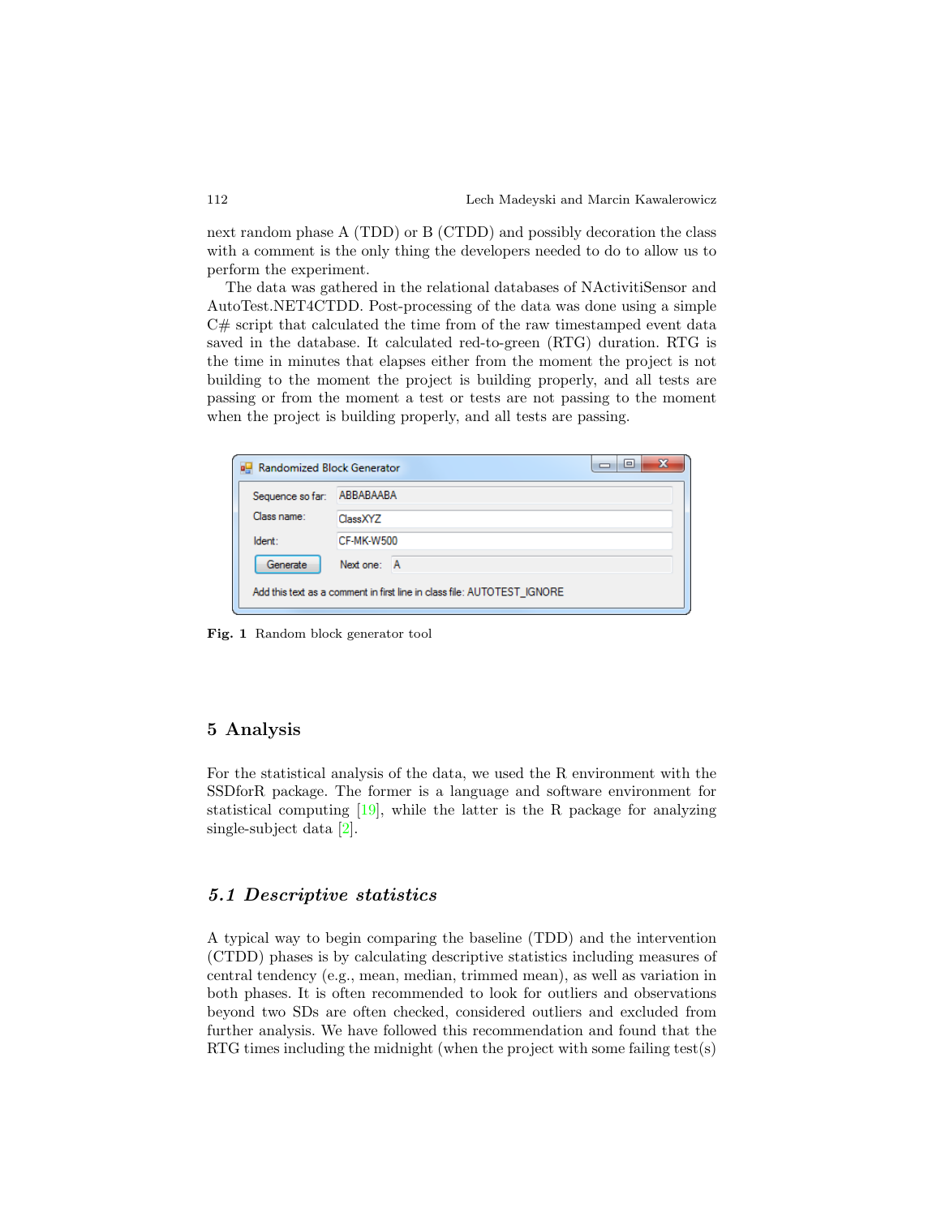next random phase A (TDD) or B (CTDD) and possibly decoration the class with a comment is the only thing the developers needed to do to allow us to perform the experiment.

The data was gathered in the relational databases of NActivitiSensor and AutoTest.NET4CTDD. Post-processing of the data was done using a simple C# script that calculated the time from of the raw timestamped event data saved in the database. It calculated red-to-green (RTG) duration. RTG is the time in minutes that elapses either from the moment the project is not building to the moment the project is building properly, and all tests are passing or from the moment a test or tests are not passing to the moment when the project is building properly, and all tests are passing.

**Fig. 1** Random block generator tool

## 5 Analysis

For the statistical analysis of the data, we used the R environment with the SSDforR package. The former is a language and software environment for statistical computing [19], while the latter is the R package for analyzing single-subject data [2].

### *5.1 Descriptive statistics*

A typical way to begin comparing the baseline (TDD) and the intervention (CTDD) phases is by calculating descriptive statistics including measures of central tendency (e.g., mean, median, trimmed mean), as well as variation in both phases. It is often recommended to look for outliers and observations beyond two SDs are often checked, considered outliers and excluded from further analysis. We have followed this recommendation and found that the RTG times including the midnight (when the project with some failing test(s)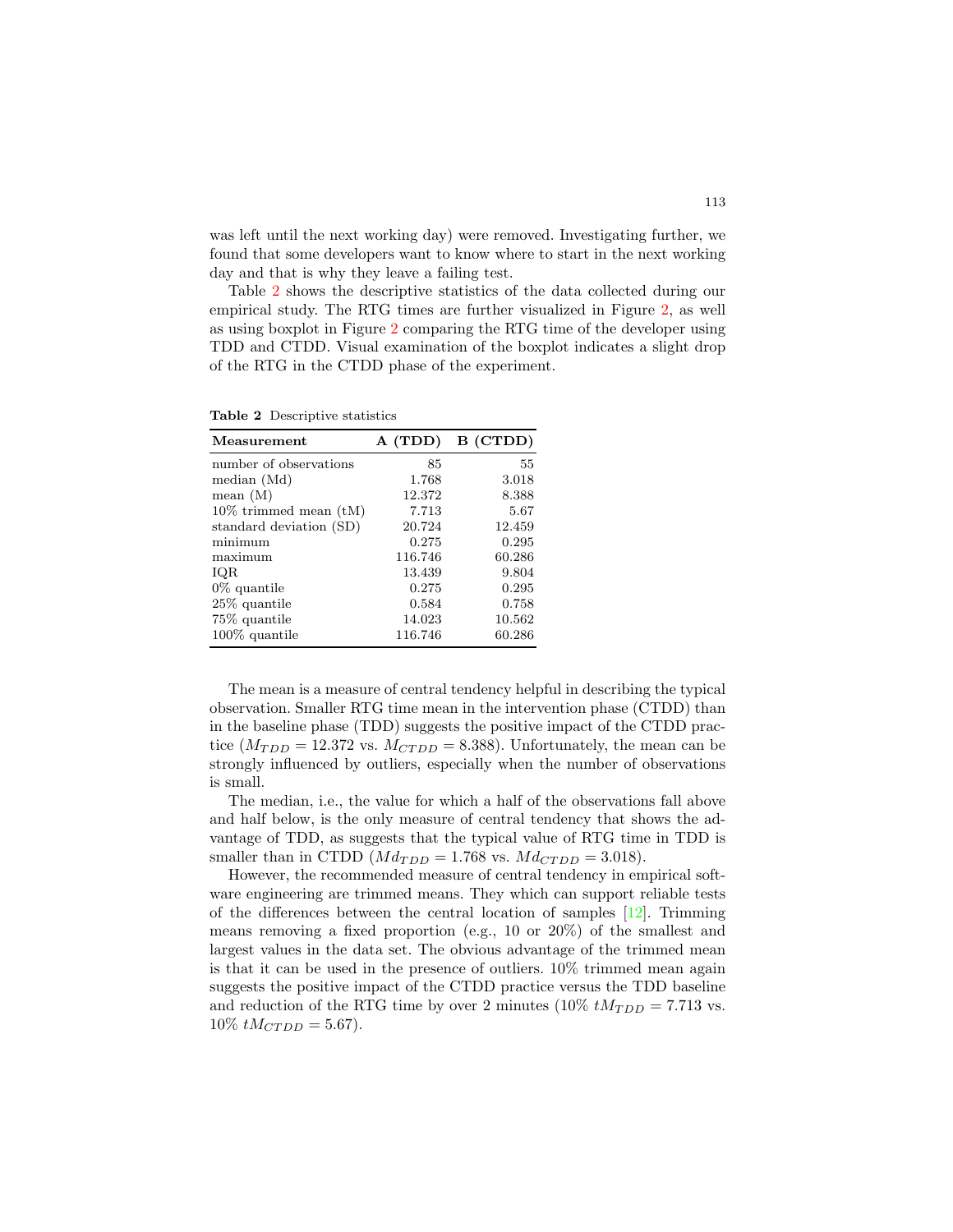was left until the next working day) were removed. Investigating further, we found that some developers want to know where to start in the next working day and that is why they leave a failing test.

Table 2 shows the descriptive statistics of the data collected during our empirical study. The RTG times are further visualized in Figure 2, as well as using boxplot in Figure 2 comparing the RTG time of the developer using TDD and CTDD. Visual examination of the boxplot indicates a slight drop of the RTG in the CTDD phase of the experiment.

**Table 2** Descriptive statistics

| **Measurement** | **A (TDD)** | **B (CTDD)** |
|---|---|---|
| number of observations | 85 | 55 |
| median (Md) | 1.768 | 3.018 |
| mean (M) | 12.372 | 8.388 |
| 10% trimmed mean (tM) | 7.713 | 5.67 |
| standard deviation (SD) | 20.724 | 12.459 |
| minimum | 0.275 | 0.295 |
| maximum | 116.746 | 60.286 |
| IQR | 13.439 | 9.804 |
| 0% quantile | 0.275 | 0.295 |
| 25% quantile | 0.584 | 0.758 |
| 75% quantile | 14.023 | 10.562 |
| 100% quantile | 116.746 | 60.286 |

The mean is a measure of central tendency helpful in describing the typical observation. Smaller RTG time mean in the intervention phase (CTDD) than in the baseline phase (TDD) suggests the positive impact of the CTDD practice ($M_{TDD} = 12.372$ vs. $M_{CTDD} = 8.388$). Unfortunately, the mean can be strongly influenced by outliers, especially when the number of observations is small.

The median, i.e., the value for which a half of the observations fall above and half below, is the only measure of central tendency that shows the advantage of TDD, as suggests that the typical value of RTG time in TDD is smaller than in CTDD ($Md_{TDD} = 1.768$ vs. $Md_{CTDD} = 3.018$).

However, the recommended measure of central tendency in empirical software engineering are trimmed means. They which can support reliable tests of the differences between the central location of samples [12]. Trimming means removing a fixed proportion (e.g., 10 or 20%) of the smallest and largest values in the data set. The obvious advantage of the trimmed mean is that it can be used in the presence of outliers. 10% trimmed mean again suggests the positive impact of the CTDD practice versus the TDD baseline and reduction of the RTG time by over 2 minutes (10% $tM_{TDD} = 7.713$ vs. 10% $tM_{CTDD} = 5.67$).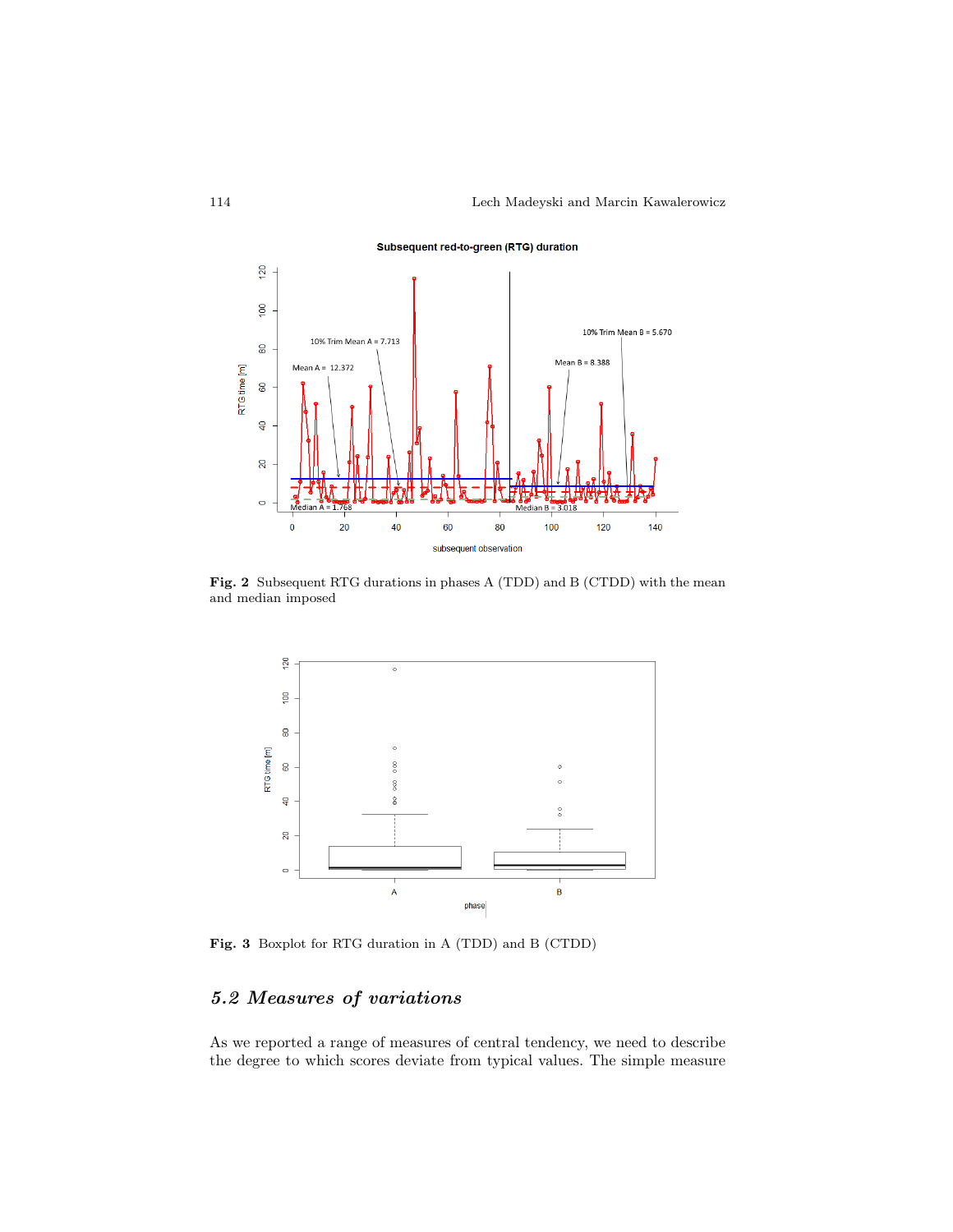Subsequent red-to-green (RTG) duration

RTG time [m]

subsequent observation

Mean A = 12.372

10% Trim Mean A = 7.713

Median A = 1.768

Mean B = 8.388

10% Trim Mean B = 5.670

Median B = 3.018

**Fig. 2** Subsequent RTG durations in phases A (TDD) and B (CTDD) with the mean and median imposed

RTG time [m]

phase

A

B

**Fig. 3** Boxplot for RTG duration in A (TDD) and B (CTDD)

## *5.2 Measures of variations*

As we reported a range of measures of central tendency, we need to describe the degree to which scores deviate from typical values. The simple measure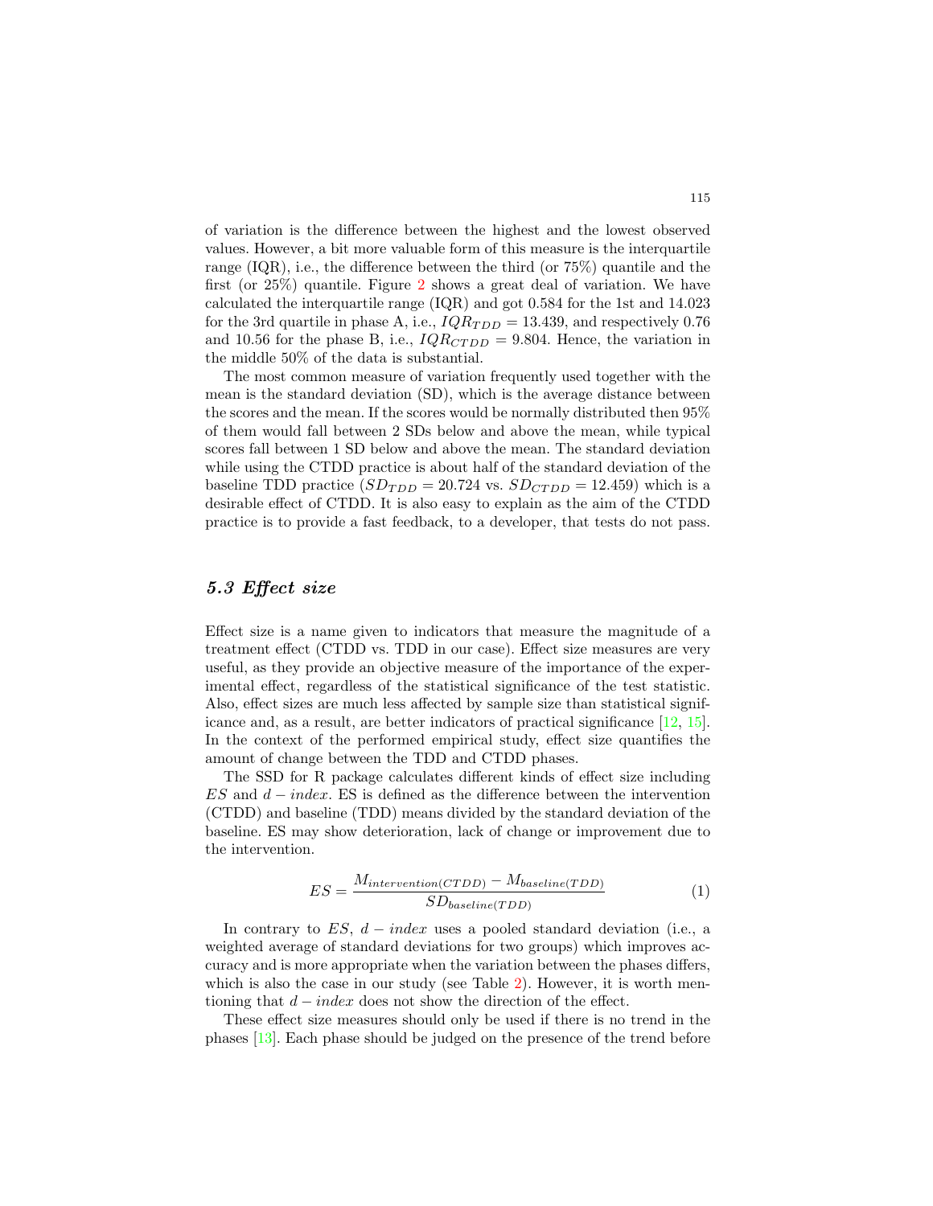of variation is the difference between the highest and the lowest observed values. However, a bit more valuable form of this measure is the interquartile range (IQR), i.e., the difference between the third (or 75%) quantile and the first (or 25%) quantile. Figure 2 shows a great deal of variation. We have calculated the interquartile range (IQR) and got 0.584 for the 1st and 14.023 for the 3rd quartile in phase A, i.e., $IQR_{TDD} = 13.439$, and respectively 0.76 and 10.56 for the phase B, i.e., $IQR_{CTDD} = 9.804$. Hence, the variation in the middle 50% of the data is substantial.

The most common measure of variation frequently used together with the mean is the standard deviation (SD), which is the average distance between the scores and the mean. If the scores would be normally distributed then 95% of them would fall between 2 SDs below and above the mean, while typical scores fall between 1 SD below and above the mean. The standard deviation while using the CTDD practice is about half of the standard deviation of the baseline TDD practice ($SD_{TDD} = 20.724$ vs. $SD_{CTDD} = 12.459$) which is a desirable effect of CTDD. It is also easy to explain as the aim of the CTDD practice is to provide a fast feedback, to a developer, that tests do not pass.

### 5.3 Effect size

Effect size is a name given to indicators that measure the magnitude of a treatment effect (CTDD vs. TDD in our case). Effect size measures are very useful, as they provide an objective measure of the importance of the experimental effect, regardless of the statistical significance of the test statistic. Also, effect sizes are much less affected by sample size than statistical significance and, as a result, are better indicators of practical significance [12, 15]. In the context of the performed empirical study, effect size quantifies the amount of change between the TDD and CTDD phases.

The SSD for R package calculates different kinds of effect size including $ES$ and $d - index$. ES is defined as the difference between the intervention (CTDD) and baseline (TDD) means divided by the standard deviation of the baseline. ES may show deterioration, lack of change or improvement due to the intervention.

$$ES = \frac{M_{intervention(CTDD)} - M_{baseline(TDD)}}{SD_{baseline(TDD)}} \tag{1}$$

In contrary to $ES$, $d - index$ uses a pooled standard deviation (i.e., a weighted average of standard deviations for two groups) which improves accuracy and is more appropriate when the variation between the phases differs, which is also the case in our study (see Table 2). However, it is worth mentioning that $d - index$ does not show the direction of the effect.

These effect size measures should only be used if there is no trend in the phases [13]. Each phase should be judged on the presence of the trend before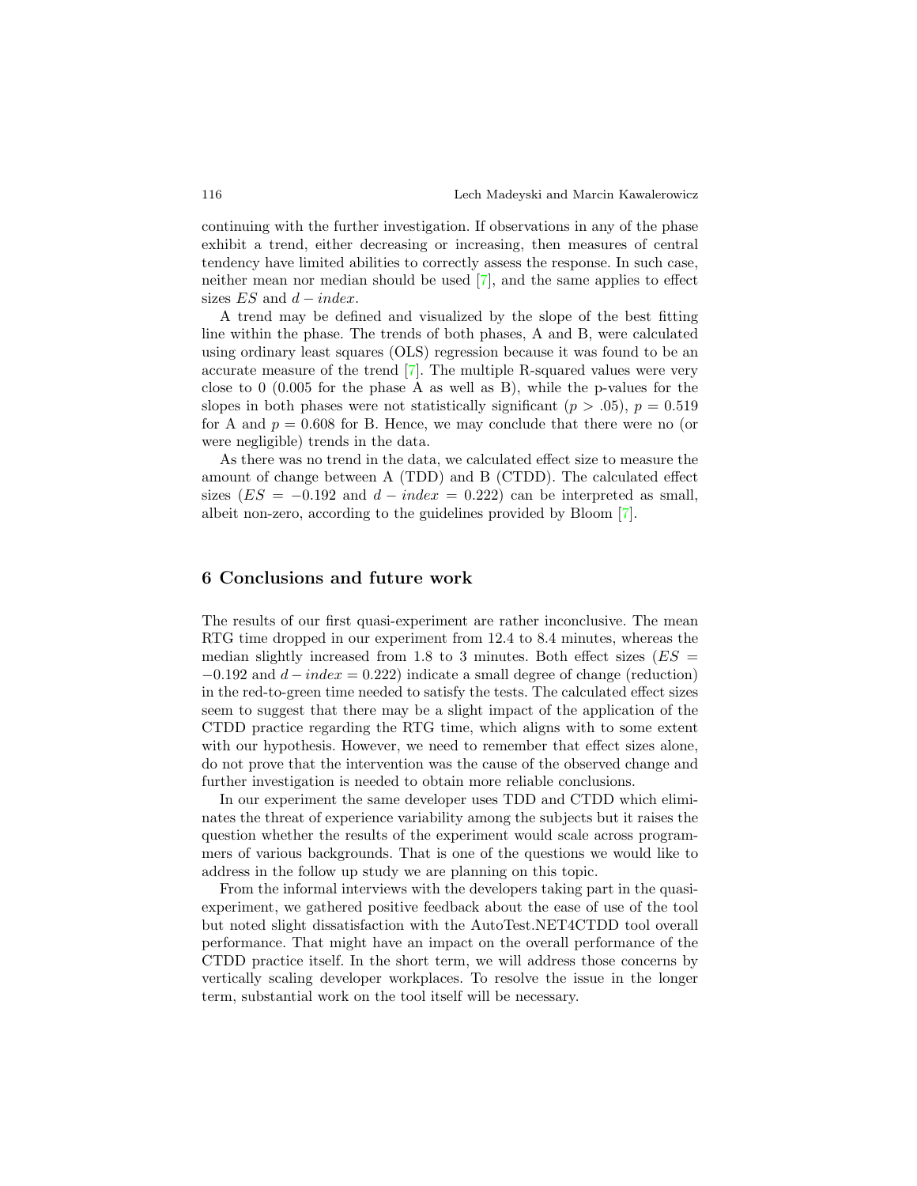continuing with the further investigation. If observations in any of the phase exhibit a trend, either decreasing or increasing, then measures of central tendency have limited abilities to correctly assess the response. In such case, neither mean nor median should be used [7], and the same applies to effect sizes $ES$ and $d-index$.

A trend may be defined and visualized by the slope of the best fitting line within the phase. The trends of both phases, A and B, were calculated using ordinary least squares (OLS) regression because it was found to be an accurate measure of the trend [7]. The multiple R-squared values were very close to 0 (0.005 for the phase A as well as B), while the p-values for the slopes in both phases were not statistically significant ($p > .05$), $p = 0.519$ for A and $p = 0.608$ for B. Hence, we may conclude that there were no (or were negligible) trends in the data.

As there was no trend in the data, we calculated effect size to measure the amount of change between A (TDD) and B (CTDD). The calculated effect sizes ($ES = -0.192$ and $d-index = 0.222$) can be interpreted as small, albeit non-zero, according to the guidelines provided by Bloom [7].

## 6 Conclusions and future work

The results of our first quasi-experiment are rather inconclusive. The mean RTG time dropped in our experiment from 12.4 to 8.4 minutes, whereas the median slightly increased from 1.8 to 3 minutes. Both effect sizes ($ES = -0.192$ and $d-index = 0.222$) indicate a small degree of change (reduction) in the red-to-green time needed to satisfy the tests. The calculated effect sizes seem to suggest that there may be a slight impact of the application of the CTDD practice regarding the RTG time, which aligns with to some extent with our hypothesis. However, we need to remember that effect sizes alone, do not prove that the intervention was the cause of the observed change and further investigation is needed to obtain more reliable conclusions.

In our experiment the same developer uses TDD and CTDD which eliminates the threat of experience variability among the subjects but it raises the question whether the results of the experiment would scale across programmers of various backgrounds. That is one of the questions we would like to address in the follow up study we are planning on this topic.

From the informal interviews with the developers taking part in the quasi-experiment, we gathered positive feedback about the ease of use of the tool but noted slight dissatisfaction with the AutoTest.NET4CTDD tool overall performance. That might have an impact on the overall performance of the CTDD practice itself. In the short term, we will address those concerns by vertically scaling developer workplaces. To resolve the issue in the longer term, substantial work on the tool itself will be necessary.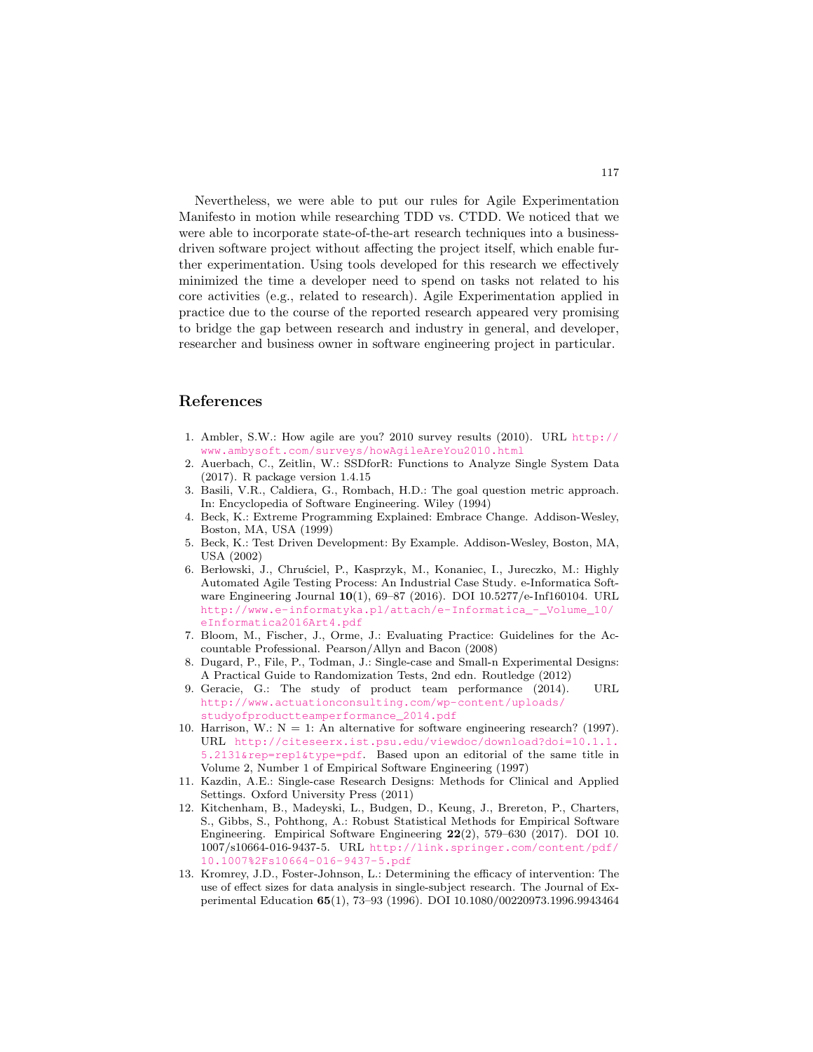Nevertheless, we were able to put our rules for Agile Experimentation Manifesto in motion while researching TDD vs. CTDD. We noticed that we were able to incorporate state-of-the-art research techniques into a business-driven software project without affecting the project itself, which enable further experimentation. Using tools developed for this research we effectively minimized the time a developer need to spend on tasks not related to his core activities (e.g., related to research). Agile Experimentation applied in practice due to the course of the reported research appeared very promising to bridge the gap between research and industry in general, and developer, researcher and business owner in software engineering project in particular.

## References

1. Ambler, S.W.: How agile are you? 2010 survey results (2010). URL http://www.ambysoft.com/surveys/howAgileAreYou2010.html
2. Auerbach, C., Zeitlin, W.: SSDforR: Functions to Analyze Single System Data (2017). R package version 1.4.15
3. Basili, V.R., Caldiera, G., Rombach, H.D.: The goal question metric approach. In: Encyclopedia of Software Engineering. Wiley (1994)
4. Beck, K.: Extreme Programming Explained: Embrace Change. Addison-Wesley, Boston, MA, USA (1999)
5. Beck, K.: Test Driven Development: By Example. Addison-Wesley, Boston, MA, USA (2002)
6. Berłowski, J., Chruściel, P., Kasprzyk, M., Konaniec, I., Jureczko, M.: Highly Automated Agile Testing Process: An Industrial Case Study. e-Informatica Software Engineering Journal **10**(1), 69–87 (2016). DOI 10.5277/e-Inf160104. URL http://www.e-informatyka.pl/attach/e-Informatica_-_Volume_10/eInformatica2016Art4.pdf
7. Bloom, M., Fischer, J., Orme, J.: Evaluating Practice: Guidelines for the Accountable Professional. Pearson/Allyn and Bacon (2008)
8. Dugard, P., File, P., Todman, J.: Single-case and Small-n Experimental Designs: A Practical Guide to Randomization Tests, 2nd edn. Routledge (2012)
9. Geracie, G.: The study of product team performance (2014). URL http://www.actuationconsulting.com/wp-content/uploads/studyofproductteamperformance_2014.pdf
10. Harrison, W.: N = 1: An alternative for software engineering research? (1997). URL http://citeseerx.ist.psu.edu/viewdoc/download?doi=10.1.1.5.2131&rep=rep1&type=pdf. Based upon an editorial of the same title in Volume 2, Number 1 of Empirical Software Engineering (1997)
11. Kazdin, A.E.: Single-case Research Designs: Methods for Clinical and Applied Settings. Oxford University Press (2011)
12. Kitchenham, B., Madeyski, L., Budgen, D., Keung, J., Brereton, P., Charters, S., Gibbs, S., Pohthong, A.: Robust Statistical Methods for Empirical Software Engineering. Empirical Software Engineering **22**(2), 579–630 (2017). DOI 10.1007/s10664-016-9437-5. URL http://link.springer.com/content/pdf/10.1007%2Fs10664-016-9437-5.pdf
13. Kromrey, J.D., Foster-Johnson, L.: Determining the efficacy of intervention: The use of effect sizes for data analysis in single-subject research. The Journal of Experimental Education **65**(1), 73–93 (1996). DOI 10.1080/00220973.1996.9943464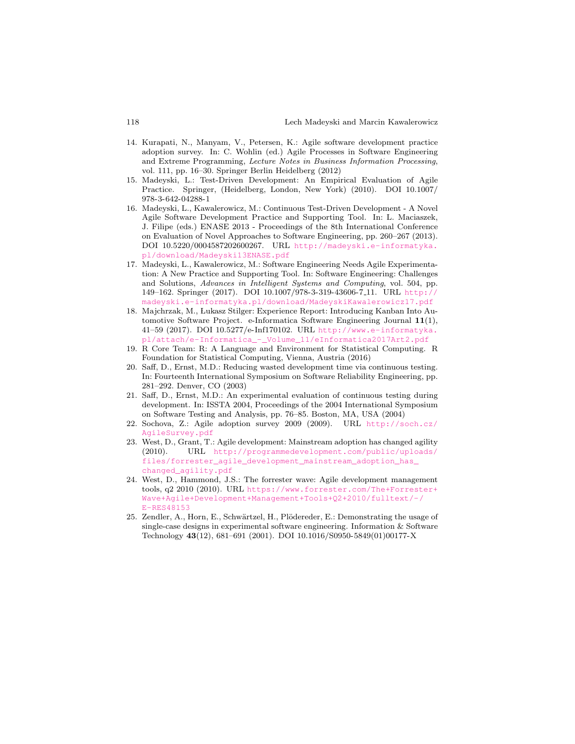14. Kurapati, N., Manyam, V., Petersen, K.: Agile software development practice adoption survey. In: C. Wohlin (ed.) Agile Processes in Software Engineering and Extreme Programming, *Lecture Notes in Business Information Processing*, vol. 111, pp. 16–30. Springer Berlin Heidelberg (2012)
15. Madeyski, L.: Test-Driven Development: An Empirical Evaluation of Agile Practice. Springer, (Heidelberg, London, New York) (2010). DOI 10.1007/978-3-642-04288-1
16. Madeyski, L., Kawalerowicz, M.: Continuous Test-Driven Development - A Novel Agile Software Development Practice and Supporting Tool. In: L. Maciaszek, J. Filipe (eds.) ENASE 2013 - Proceedings of the 8th International Conference on Evaluation of Novel Approaches to Software Engineering, pp. 260–267 (2013). DOI 10.5220/0004587202600267. URL http://madeyski.e-informatyka.pl/download/Madeyski13ENASE.pdf
17. Madeyski, L., Kawalerowicz, M.: Software Engineering Needs Agile Experimentation: A New Practice and Supporting Tool. In: Software Engineering: Challenges and Solutions, *Advances in Intelligent Systems and Computing*, vol. 504, pp. 149–162. Springer (2017). DOI 10.1007/978-3-319-43606-7_11. URL http://madeyski.e-informatyka.pl/download/MadeyskiKawalerowicz17.pdf
18. Majchrzak, M., Łukasz Stilger: Experience Report: Introducing Kanban Into Automotive Software Project. e-Informatica Software Engineering Journal **11**(1), 41–59 (2017). DOI 10.5277/e-Inf170102. URL http://www.e-informatyka.pl/attach/e-Informatica_-_Volume_11/eInformatica2017Art2.pdf
19. R Core Team: R: A Language and Environment for Statistical Computing. R Foundation for Statistical Computing, Vienna, Austria (2016)
20. Saff, D., Ernst, M.D.: Reducing wasted development time via continuous testing. In: Fourteenth International Symposium on Software Reliability Engineering, pp. 281–292. Denver, CO (2003)
21. Saff, D., Ernst, M.D.: An experimental evaluation of continuous testing during development. In: ISSTA 2004, Proceedings of the 2004 International Symposium on Software Testing and Analysis, pp. 76–85. Boston, MA, USA (2004)
22. Sochova, Z.: Agile adoption survey 2009 (2009). URL http://soch.cz/AgileSurvey.pdf
23. West, D., Grant, T.: Agile development: Mainstream adoption has changed agility (2010). URL http://programmedevelopment.com/public/uploads/files/forrester_agile_development_mainstream_adoption_has_changed_agility.pdf
24. West, D., Hammond, J.S.: The forrester wave: Agile development management tools, q2 2010 (2010). URL https://www.forrester.com/The+Forrester+Wave+Agile+Development+Management+Tools+Q2+2010/fulltext/-/E-RES48153
25. Zendler, A., Horn, E., Schwärtzel, H., Plödereder, E.: Demonstrating the usage of single-case designs in experimental software engineering. Information & Software Technology **43**(12), 681–691 (2001). DOI 10.1016/S0950-5849(01)00177-X